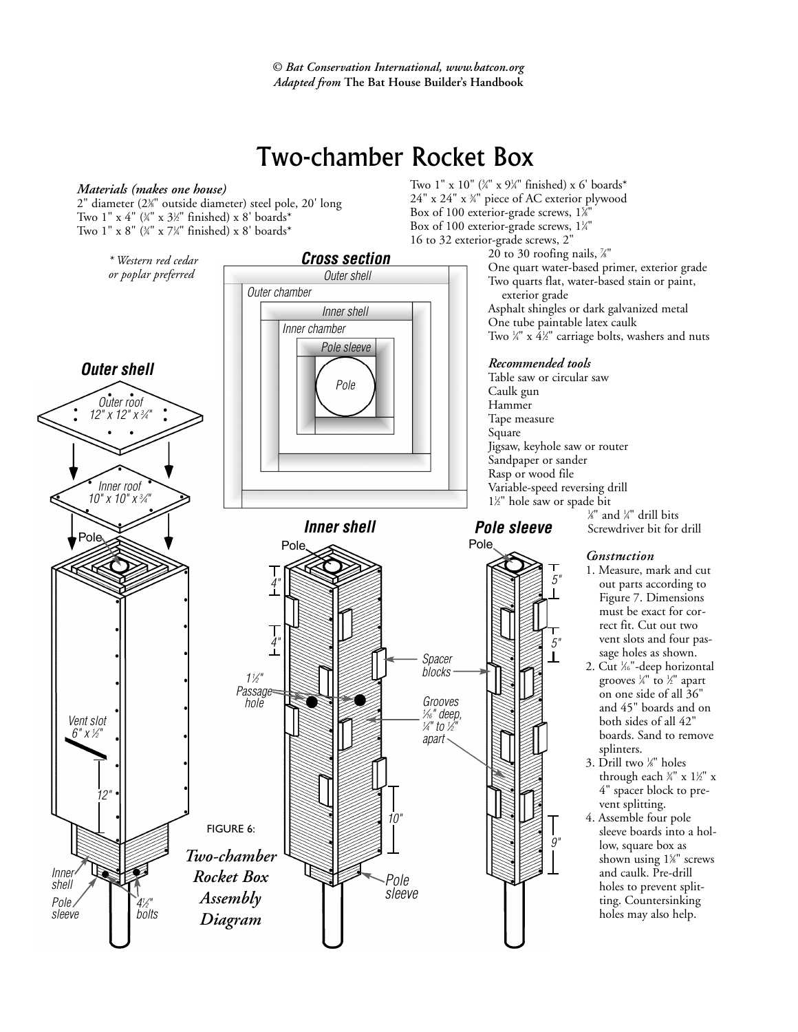*© Bat Conservation International, www.batcon.org*
*Adapted from* **The Bat House Builder's Handbook**

# Two-chamber Rocket Box

***Materials (makes one house)***

2" diameter (2⅜" outside diameter) steel pole, 20' long
Two 1" x 4" (¾" x 3½" finished) x 8' boards*
Two 1" x 8" (¾" x 7¼" finished) x 8' boards*
Two 1" x 10" (¾" x 9¼" finished) x 6' boards*
24" x 24" x ¾" piece of AC exterior plywood
Box of 100 exterior-grade screws, 1⅝"
Box of 100 exterior-grade screws, 1¼"
16 to 32 exterior-grade screws, 2"
20 to 30 roofing nails, ⅞"
One quart water-based primer, exterior grade
Two quarts flat, water-based stain or paint, exterior grade
Asphalt shingles or dark galvanized metal
One tube paintable latex caulk
Two ¼" x 4½" carriage bolts, washers and nuts

*\* Western red cedar or poplar preferred*

***Recommended tools***

Table saw or circular saw
Caulk gun
Hammer
Tape measure
Square
Jigsaw, keyhole saw or router
Sandpaper or sander
Rasp or wood file
Variable-speed reversing drill
1½" hole saw or spade bit
⅛" and ¼" drill bits
Screwdriver bit for drill

***Construction***

1. Measure, mark and cut out parts according to Figure 7. Dimensions must be exact for correct fit. Cut out two vent slots and four passage holes as shown.
2. Cut 1⁄16"-deep horizontal grooves ¼" to ½" apart on one side of all 36" and 45" boards and on both sides of all 42" boards. Sand to remove splinters.
3. Drill two ⅛" holes through each ¾" x 1½" x 4" spacer block to prevent splitting.
4. Assemble four pole sleeve boards into a hollow, square box as shown using 1⅝" screws and caulk. Pre-drill holes to prevent splitting. Countersinking holes may also help.

FIGURE 6: ***Two-chamber Rocket Box Assembly Diagram***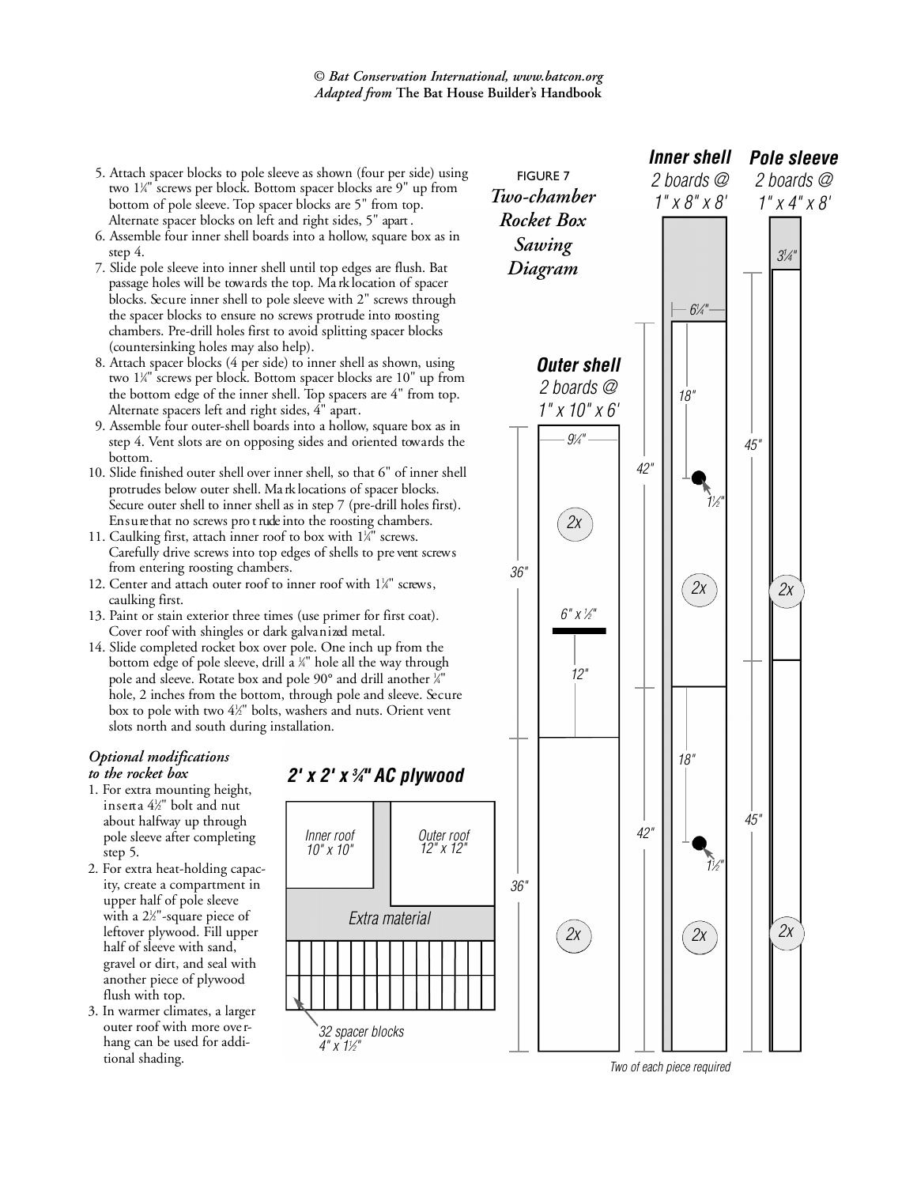*© Bat Conservation International, www.batcon.org*
*Adapted from* **The Bat House Builder's Handbook**

5. Attach spacer blocks to pole sleeve as shown (four per side) using two 1¼" screws per block. Bottom spacer blocks are 9" up from bottom of pole sleeve. Top spacer blocks are 5" from top. Alternate spacer blocks on left and right sides, 5" apart.
6. Assemble four inner shell boards into a hollow, square box as in step 4.
7. Slide pole sleeve into inner shell until top edges are flush. Bat passage holes will be towards the top. Mark location of spacer blocks. Secure inner shell to pole sleeve with 2" screws through the spacer blocks to ensure no screws protrude into roosting chambers. Pre-drill holes first to avoid splitting spacer blocks (countersinking holes may also help).
8. Attach spacer blocks (4 per side) to inner shell as shown, using two 1¼" screws per block. Bottom spacer blocks are 10" up from the bottom edge of the inner shell. Top spacers are 4" from top. Alternate spacers left and right sides, 4" apart.
9. Assemble four outer-shell boards into a hollow, square box as in step 4. Vent slots are on opposing sides and oriented towards the bottom.
10. Slide finished outer shell over inner shell, so that 6" of inner shell protrudes below outer shell. Mark locations of spacer blocks. Secure outer shell to inner shell as in step 7 (pre-drill holes first). Ensure that no screws protrude into the roosting chambers.
11. Caulking first, attach inner roof to box with 1¼" screws. Carefully drive screws into top edges of shells to prevent screws from entering roosting chambers.
12. Center and attach outer roof to inner roof with 1¼" screws, caulking first.
13. Paint or stain exterior three times (use primer for first coat). Cover roof with shingles or dark galvanized metal.
14. Slide completed rocket box over pole. One inch up from the bottom edge of pole sleeve, drill a ¼" hole all the way through pole and sleeve. Rotate box and pole 90° and drill another ¼" hole, 2 inches from the bottom, through pole and sleeve. Secure box to pole with two 4½" bolts, washers and nuts. Orient vent slots north and south during installation.

### *Optional modifications to the rocket box*

1. For extra mounting height, insert a 4½" bolt and nut about halfway up through pole sleeve after completing step 5.
2. For extra heat-holding capacity, create a compartment in upper half of pole sleeve with a 2½"-square piece of leftover plywood. Fill upper half of sleeve with sand, gravel or dirt, and seal with another piece of plywood flush with top.
3. In warmer climates, a larger outer roof with more overhang can be used for additional shading.

FIGURE 7
***Two-chamber Rocket Box Sawing Diagram***

**2' x 2' x ¾" AC plywood**

Inner roof 10" x 10"
Outer roof 12" x 12"
Extra material
32 spacer blocks 4" x 1½"

***Outer shell***
2 boards @ 1" x 10" x 6'
9¼"
36"
2x
6" x ½"
12"
36"
2x

***Inner shell***
2 boards @ 1" x 8" x 8'
6¼"
42"
18"
1½"
2x
42"
18"
1½"
2x

***Pole sleeve***
2 boards @ 1" x 4" x 8'
3¼"
45"
2x
45"
2x

*Two of each piece required*